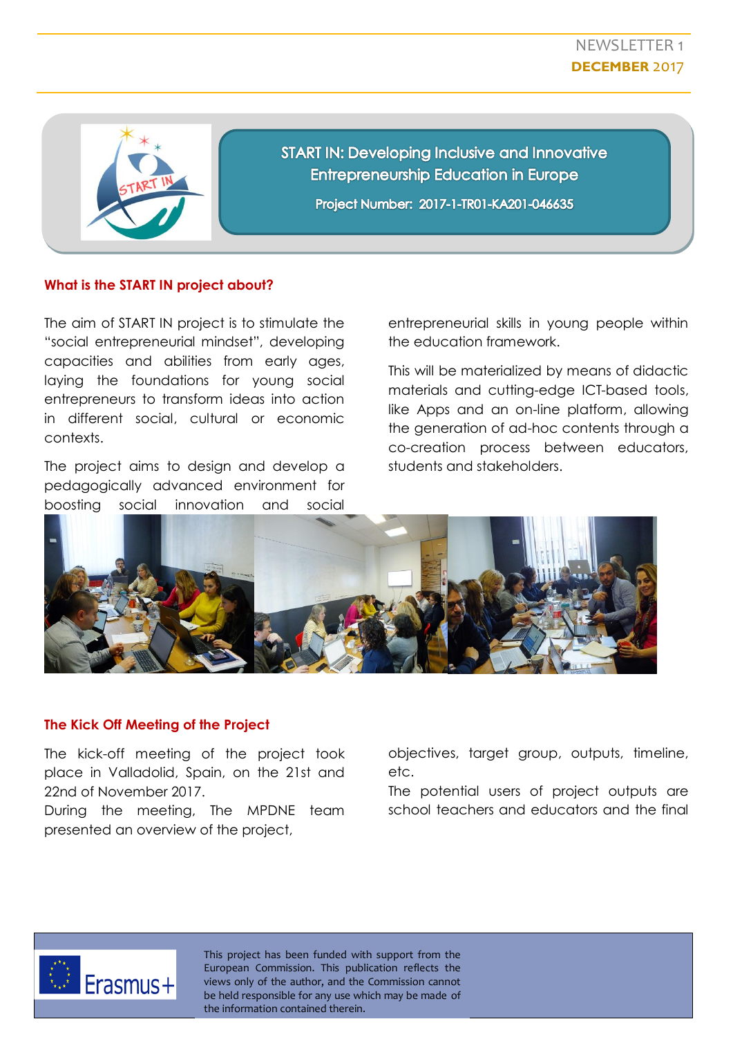NEWSLETTER 1
**DECEMBER** 2017

# START IN: Developing Inclusive and Innovative Entrepreneurship Education in Europe

**Project Number: 2017-1-TR01-KA201-046635**

## What is the START IN project about?

The aim of START IN project is to stimulate the "social entrepreneurial mindset", developing capacities and abilities from early ages, laying the foundations for young social entrepreneurs to transform ideas into action in different social, cultural or economic contexts.

The project aims to design and develop a pedagogically advanced environment for boosting social innovation and social entrepreneurial skills in young people within the education framework.

This will be materialized by means of didactic materials and cutting-edge ICT-based tools, like Apps and an on-line platform, allowing the generation of ad-hoc contents through a co-creation process between educators, students and stakeholders.

## The Kick Off Meeting of the Project

The kick-off meeting of the project took place in Valladolid, Spain, on the 21st and 22nd of November 2017.
During the meeting, The MPDNE team presented an overview of the project, objectives, target group, outputs, timeline, etc.
The potential users of project outputs are school teachers and educators and the final

Erasmus+

This project has been funded with support from the European Commission. This publication reflects the views only of the author, and the Commission cannot be held responsible for any use which may be made of the information contained therein.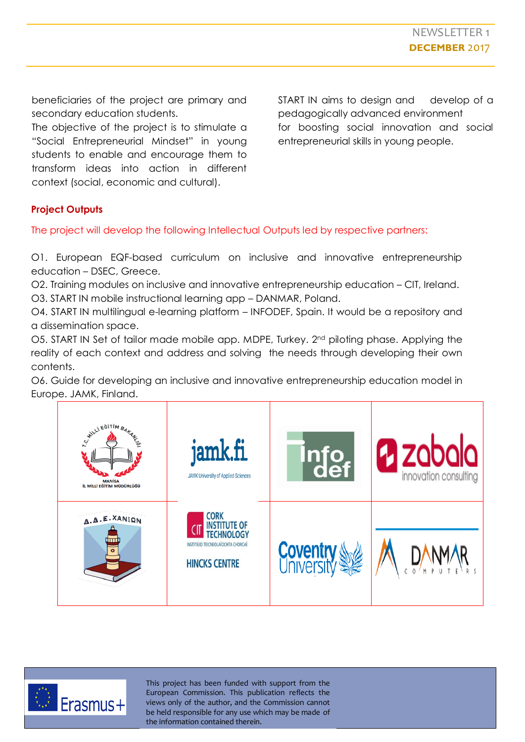beneficiaries of the project are primary and secondary education students.
The objective of the project is to stimulate a "Social Entrepreneurial Mindset" in young students to enable and encourage them to transform ideas into action in different context (social, economic and cultural).

START IN aims to design and develop of a pedagogically advanced environment for boosting social innovation and social entrepreneurial skills in young people.

**Project Outputs**

The project will develop the following Intellectual Outputs led by respective partners:

O1. European EQF-based curriculum on inclusive and innovative entrepreneurship education – DSEC, Greece.
O2. Training modules on inclusive and innovative entrepreneurship education – CIT, Ireland.
O3. START IN mobile instructional learning app – DANMAR, Poland.
O4. START IN multilingual e-learning platform – INFODEF, Spain. It would be a repository and a dissemination space.
O5. START IN Set of tailor made mobile app. MDPE, Turkey. 2nd piloting phase. Applying the reality of each context and address and solving the needs through developing their own contents.
O6. Guide for developing an inclusive and innovative entrepreneurship education model in Europe. JAMK, Finland.

This project has been funded with support from the European Commission. This publication reflects the views only of the author, and the Commission cannot be held responsible for any use which may be made of the information contained therein.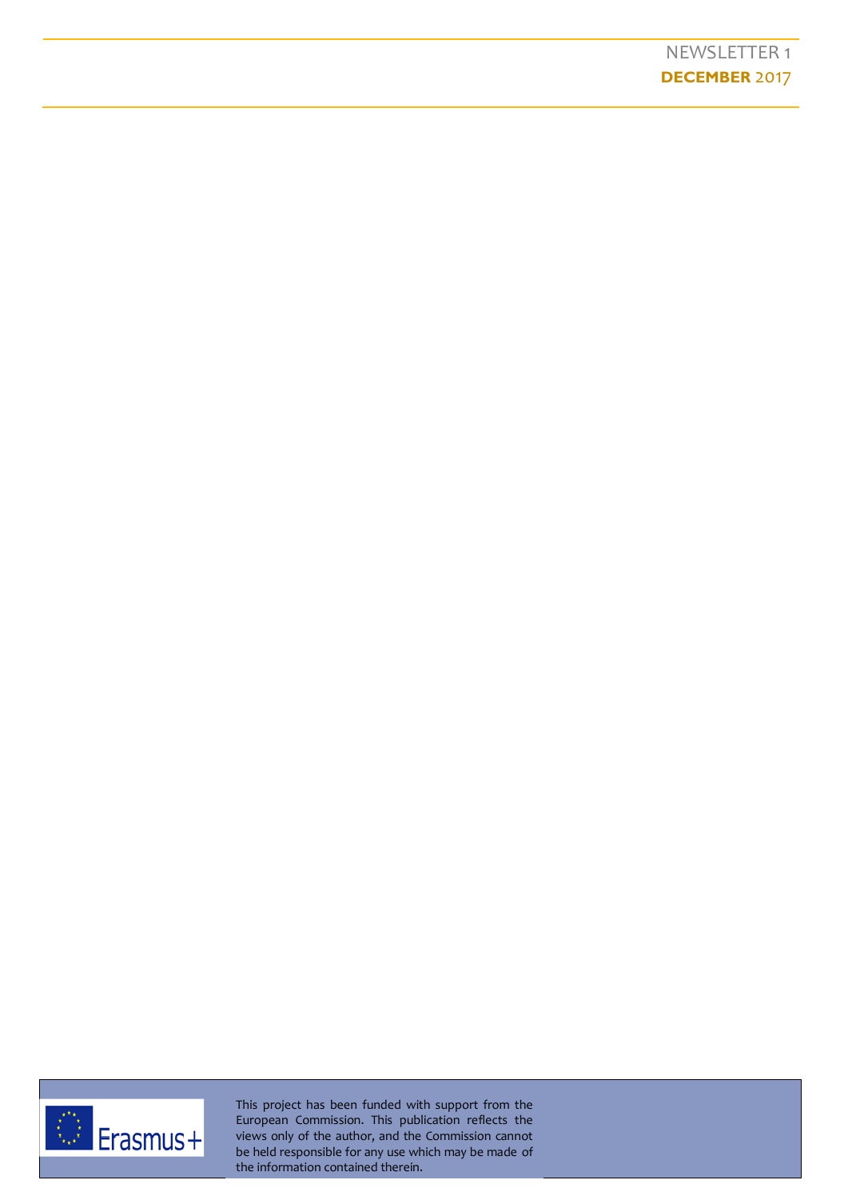This project has been funded with support from the European Commission. This publication reflects the views only of the author, and the Commission cannot be held responsible for any use which may be made of the information contained therein.